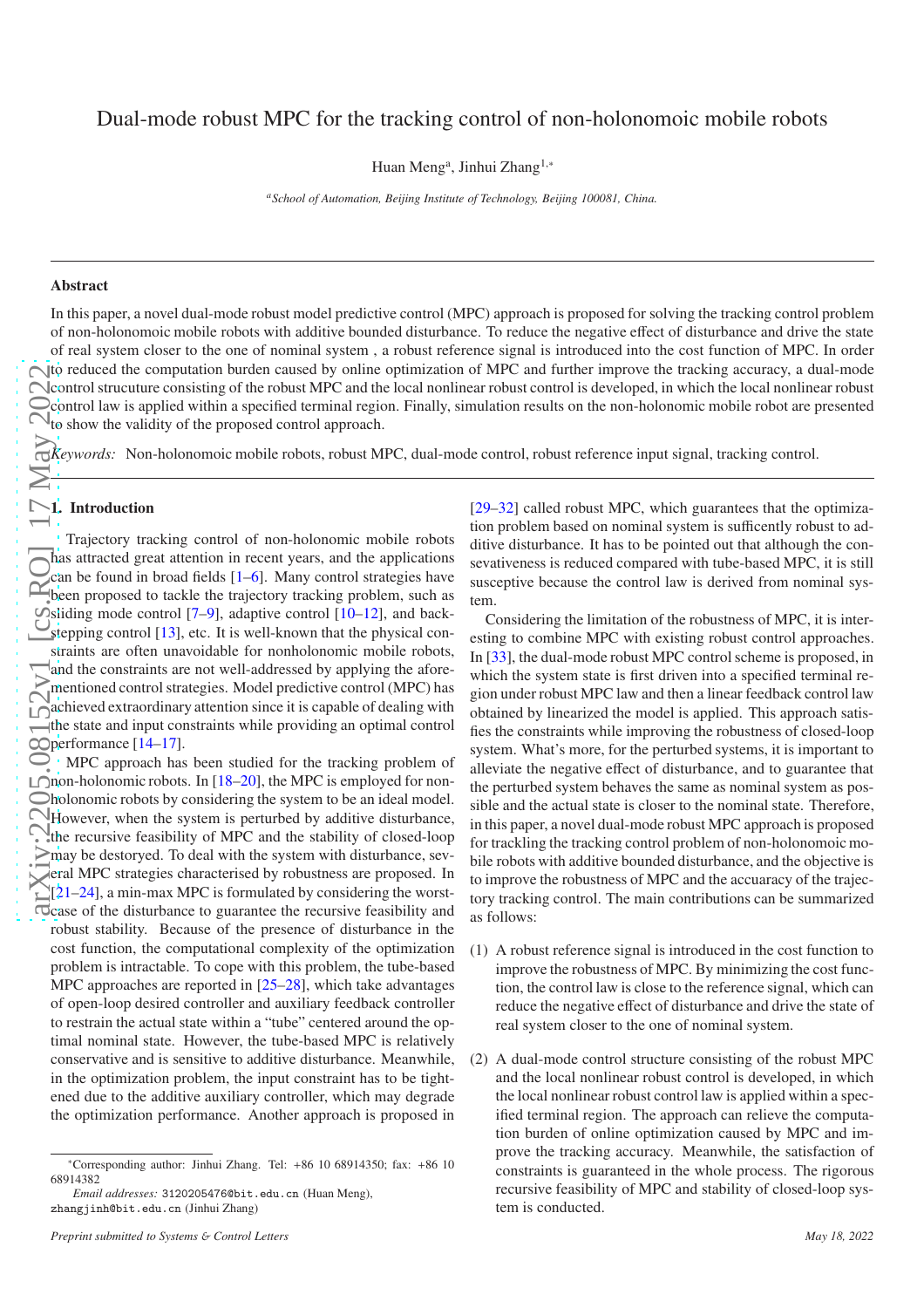# Dual-mode robust MPC for the tracking control of non-holonomoic mobile robots

Huan Meng[a], Jinhui Zhang[1,*]

[a]*School of Automation, Beijing Institute of Technology, Beijing 100081, China.*

---

## Abstract

In this paper, a novel dual-mode robust model predictive control (MPC) approach is proposed for solving the tracking control problem of non-holonomoic mobile robots with additive bounded disturbance. To reduce the negative effect of disturbance and drive the state of real system closer to the one of nominal system , a robust reference signal is introduced into the cost function of MPC. In order to reduced the computation burden caused by online optimization of MPC and further improve the tracking accuracy, a dual-mode control strucuture consisting of the robust MPC and the local nonlinear robust control is developed, in which the local nonlinear robust control law is applied within a specified terminal region. Finally, simulation results on the non-holonomic mobile robot are presented to show the validity of the proposed control approach.

*Keywords:* Non-holonomoic mobile robots, robust MPC, dual-mode control, robust reference input signal, tracking control.

---

## 1. Introduction

Trajectory tracking control of non-holonomic mobile robots has attracted great attention in recent years, and the applications can be found in broad fields [1–6]. Many control strategies have been proposed to tackle the trajectory tracking problem, such as sliding mode control [7–9], adaptive control [10–12], and backstepping control [13], etc. It is well-known that the physical constraints are often unavoidable for nonholonomic mobile robots, and the constraints are not well-addressed by applying the aforementioned control strategies. Model predictive control (MPC) has achieved extraordinary attention since it is capable of dealing with the state and input constraints while providing an optimal control performance [14–17].

MPC approach has been studied for the tracking problem of non-holonomic robots. In [18–20], the MPC is employed for nonholonomic robots by considering the system to be an ideal model. However, when the system is perturbed by additive disturbance, the recursive feasibility of MPC and the stability of closed-loop may be destoryed. To deal with the system with disturbance, several MPC strategies characterised by robustness are proposed. In [21–24], a min-max MPC is formulated by considering the worst-case of the disturbance to guarantee the recursive feasibility and robust stability. Because of the presence of disturbance in the cost function, the computational complexity of the optimization problem is intractable. To cope with this problem, the tube-based MPC approaches are reported in [25–28], which take advantages of open-loop desired controller and auxiliary feedback controller to restrain the actual state within a "tube" centered around the optimal nominal state. However, the tube-based MPC is relatively conservative and is sensitive to additive disturbance. Meanwhile, in the optimization problem, the input constraint has to be tightened due to the additive auxiliary controller, which may degrade the optimization performance. Another approach is proposed in [29–32] called robust MPC, which guarantees that the optimization problem based on nominal system is sufficently robust to additive disturbance. It has to be pointed out that although the consevativeness is reduced compared with tube-based MPC, it is still susceptive because the control law is derived from nominal system.

Considering the limitation of the robustness of MPC, it is interesting to combine MPC with existing robust control approaches. In [33], the dual-mode robust MPC control scheme is proposed, in which the system state is first driven into a specified terminal region under robust MPC law and then a linear feedback control law obtained by linearized the model is applied. This approach satisfies the constraints while improving the robustness of closed-loop system. What's more, for the perturbed systems, it is important to alleviate the negative effect of disturbance, and to guarantee that the perturbed system behaves the same as nominal system as possible and the actual state is closer to the nominal state. Therefore, in this paper, a novel dual-mode robust MPC approach is proposed for trackling the tracking control problem of non-holonomoic mobile robots with additive bounded disturbance, and the objective is to improve the robustness of MPC and the accuaracy of the trajectory tracking control. The main contributions can be summarized as follows:

(1) A robust reference signal is introduced in the cost function to improve the robustness of MPC. By minimizing the cost function, the control law is close to the reference signal, which can reduce the negative effect of disturbance and drive the state of real system closer to the one of nominal system.

(2) A dual-mode control structure consisting of the robust MPC and the local nonlinear robust control is developed, in which the local nonlinear robust control law is applied within a specified terminal region. The approach can relieve the computation burden of online optimization caused by MPC and improve the tracking accuracy. Meanwhile, the satisfaction of constraints is guaranteed in the whole process. The rigorous recursive feasibility of MPC and stability of closed-loop system is conducted.

---

*Corresponding author: Jinhui Zhang. Tel: +86 10 68914350; fax: +86 10 68914382

*Email addresses:* 3120205476@bit.edu.cn (Huan Meng), zhangjinh@bit.edu.cn (Jinhui Zhang)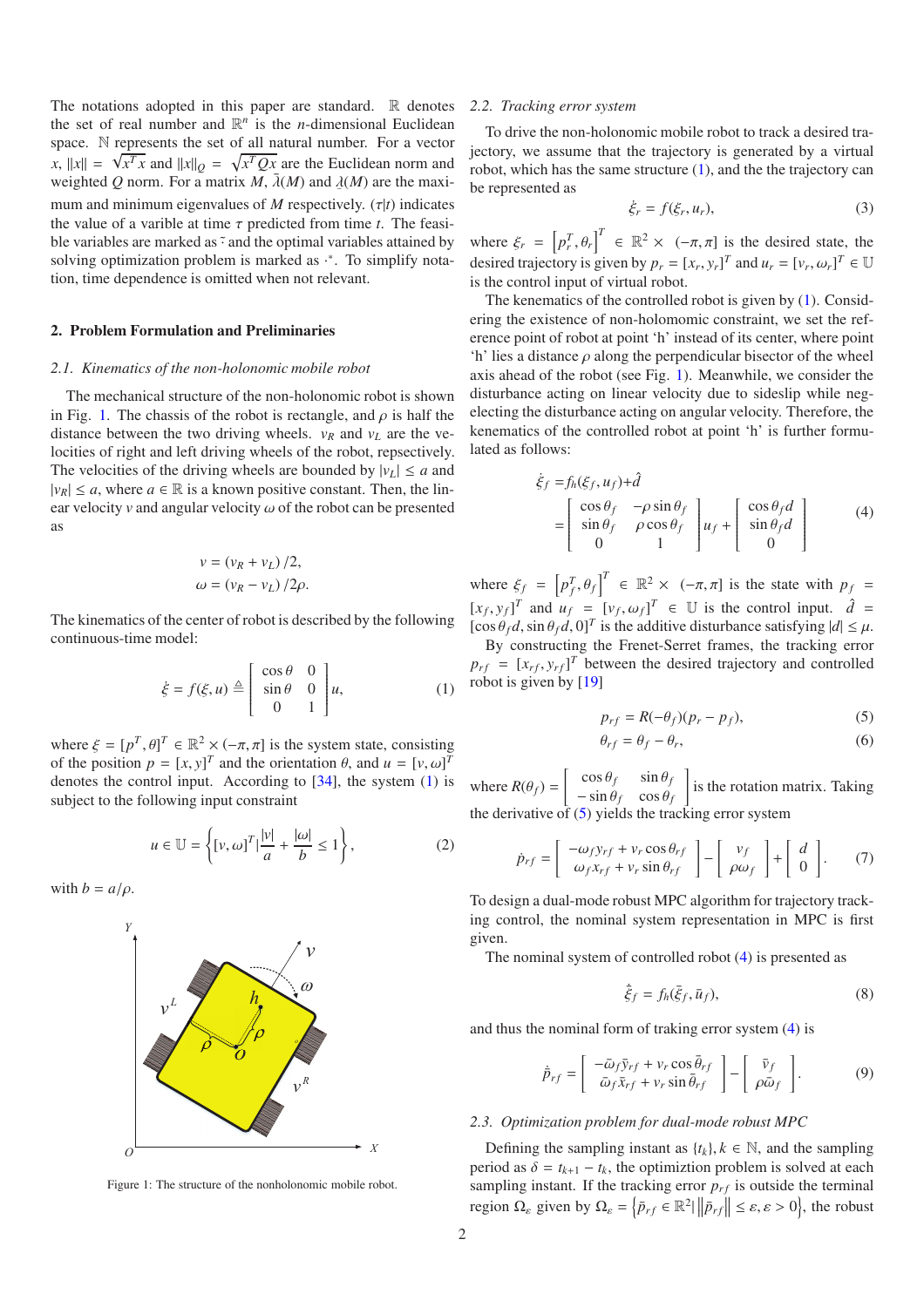The notations adopted in this paper are standard. $\mathbb{R}$ denotes the set of real number and $\mathbb{R}^n$ is the $n$-dimensional Euclidean space. $\mathbb{N}$ represents the set of all natural number. For a vector $x$, $\|x\| = \sqrt{x^T x}$ and $\|x\|_Q = \sqrt{x^T Q x}$ are the Euclidean norm and weighted $Q$ norm. For a matrix $M$, $\bar{\lambda}(M)$ and $\underline{\lambda}(M)$ are the maximum and minimum eigenvalues of $M$ respectively. $(\tau|t)$ indicates the value of a varible at time $\tau$ predicted from time $t$. The feasible variables are marked as $\bar{\cdot}$ and the optimal variables attained by solving optimization problem is marked as $\cdot^*$. To simplify notation, time dependence is omitted when not relevant.

## 2. Problem Formulation and Preliminaries

### 2.1. Kinematics of the non-holonomic mobile robot

The mechanical structure of the non-holonomic robot is shown in Fig. 1. The chassis of the robot is rectangle, and $\rho$ is half the distance between the two driving wheels. $v_R$ and $v_L$ are the velocities of right and left driving wheels of the robot, repsectively. The velocities of the driving wheels are bounded by $|v_L| \leq a$ and $|v_R| \leq a$, where $a \in \mathbb{R}$ is a known positive constant. Then, the linear velocity $v$ and angular velocity $\omega$ of the robot can be presented as

$$v = (v_R + v_L)/2,$$
$$\omega = (v_R - v_L)/2\rho.$$

The kinematics of the center of robot is described by the following continuous-time model:

$$\dot{\xi} = f(\xi, u) \triangleq \begin{bmatrix} \cos\theta & 0 \\ \sin\theta & 0 \\ 0 & 1 \end{bmatrix} u, \tag{1}$$

where $\xi = [p^T, \theta]^T \in \mathbb{R}^2 \times (-\pi, \pi]$ is the system state, consisting of the position $p = [x, y]^T$ and the orientation $\theta$, and $u = [v, \omega]^T$ denotes the control input. According to [34], the system (1) is subject to the following input constraint

$$u \in \mathbb{U} = \left\{ [v, \omega]^T | \frac{|v|}{a} + \frac{|\omega|}{b} \leq 1 \right\}, \tag{2}$$

with $b = a/\rho$.

Figure 1: The structure of the nonholonomic mobile robot.

### 2.2. Tracking error system

To drive the non-holonomic mobile robot to track a desired trajectory, we assume that the trajectory is generated by a virtual robot, which has the same structure (1), and the the trajectory can be represented as

$$\dot{\xi}_r = f(\xi_r, u_r), \tag{3}$$

where $\xi_r = \left[p_r^T, \theta_r\right]^T \in \mathbb{R}^2 \times (-\pi, \pi]$ is the desired state, the desired trajectory is given by $p_r = [x_r, y_r]^T$ and $u_r = [v_r, \omega_r]^T \in \mathbb{U}$ is the control input of virtual robot.

The kenematics of the controlled robot is given by (1). Considering the existence of non-holomonic constraint, we set the reference point of robot at point 'h' instead of its center, where point 'h' lies a distance $\rho$ along the perpendicular bisector of the wheel axis ahead of the robot (see Fig. 1). Meanwhile, we consider the disturbance acting on linear velocity due to sideslip while negelecting the disturbance acting on angular velocity. Therefore, the kenematics of the controlled robot at point 'h' is further formulated as follows:

$$\begin{aligned} \dot{\xi}_f &= f_h(\xi_f, u_f) + \hat{d} \\ &= \begin{bmatrix} \cos\theta_f & -\rho\sin\theta_f \\ \sin\theta_f & \rho\cos\theta_f \\ 0 & 1 \end{bmatrix} u_f + \begin{bmatrix} \cos\theta_f d \\ \sin\theta_f d \\ 0 \end{bmatrix} \end{aligned} \tag{4}$$

where $\xi_f = \left[p_f^T, \theta_f\right]^T \in \mathbb{R}^2 \times (-\pi, \pi]$ is the state with $p_f = [x_f, y_f]^T$ and $u_f = [v_f, \omega_f]^T \in \mathbb{U}$ is the control input. $\hat{d} = [\cos\theta_f d, \sin\theta_f d, 0]^T$ is the additive disturbance satisfying $|d| \leq \mu$.

By constructing the Frenet-Serret frames, the tracking error $p_{rf} = [x_{rf}, y_{rf}]^T$ between the desired trajectory and controlled robot is given by [19]

$$p_{rf} = R(-\theta_f)(p_r - p_f), \tag{5}$$
$$\theta_{rf} = \theta_f - \theta_r, \tag{6}$$

where $R(\theta_f) = \begin{bmatrix} \cos\theta_f & \sin\theta_f \\ -\sin\theta_f & \cos\theta_f \end{bmatrix}$ is the rotation matrix. Taking the derivative of (5) yields the tracking error system

$$\dot{p}_{rf} = \begin{bmatrix} -\omega_f y_{rf} + v_r\cos\theta_{rf} \\ \omega_f x_{rf} + v_r\sin\theta_{rf} \end{bmatrix} - \begin{bmatrix} v_f \\ \rho\omega_f \end{bmatrix} + \begin{bmatrix} d \\ 0 \end{bmatrix}. \tag{7}$$

To design a dual-mode robust MPC algorithm for trajectory tracking control, the nominal system representation in MPC is first given.

The nominal system of controlled robot (4) is presented as

$$\dot{\bar{\xi}}_f = f_h(\bar{\xi}_f, \bar{u}_f), \tag{8}$$

and thus the nominal form of traking error system (4) is

$$\dot{\bar{p}}_{rf} = \begin{bmatrix} -\bar{\omega}_f\bar{y}_{rf} + v_r\cos\bar{\theta}_{rf} \\ \bar{\omega}_f\bar{x}_{rf} + v_r\sin\bar{\theta}_{rf} \end{bmatrix} - \begin{bmatrix} \bar{v}_f \\ \rho\bar{\omega}_f \end{bmatrix}. \tag{9}$$

### 2.3. Optimization problem for dual-mode robust MPC

Defining the sampling instant as $\{t_k\}, k \in \mathbb{N}$, and the sampling period as $\delta = t_{k+1} - t_k$, the optimztion problem is solved at each sampling instant. If the tracking error $p_{rf}$ is outside the terminal region $\Omega_\varepsilon$ given by $\Omega_\varepsilon = \left\{\bar{p}_{rf} \in \mathbb{R}^2 | \left\|\bar{p}_{rf}\right\| \leq \varepsilon, \varepsilon > 0\right\}$, the robust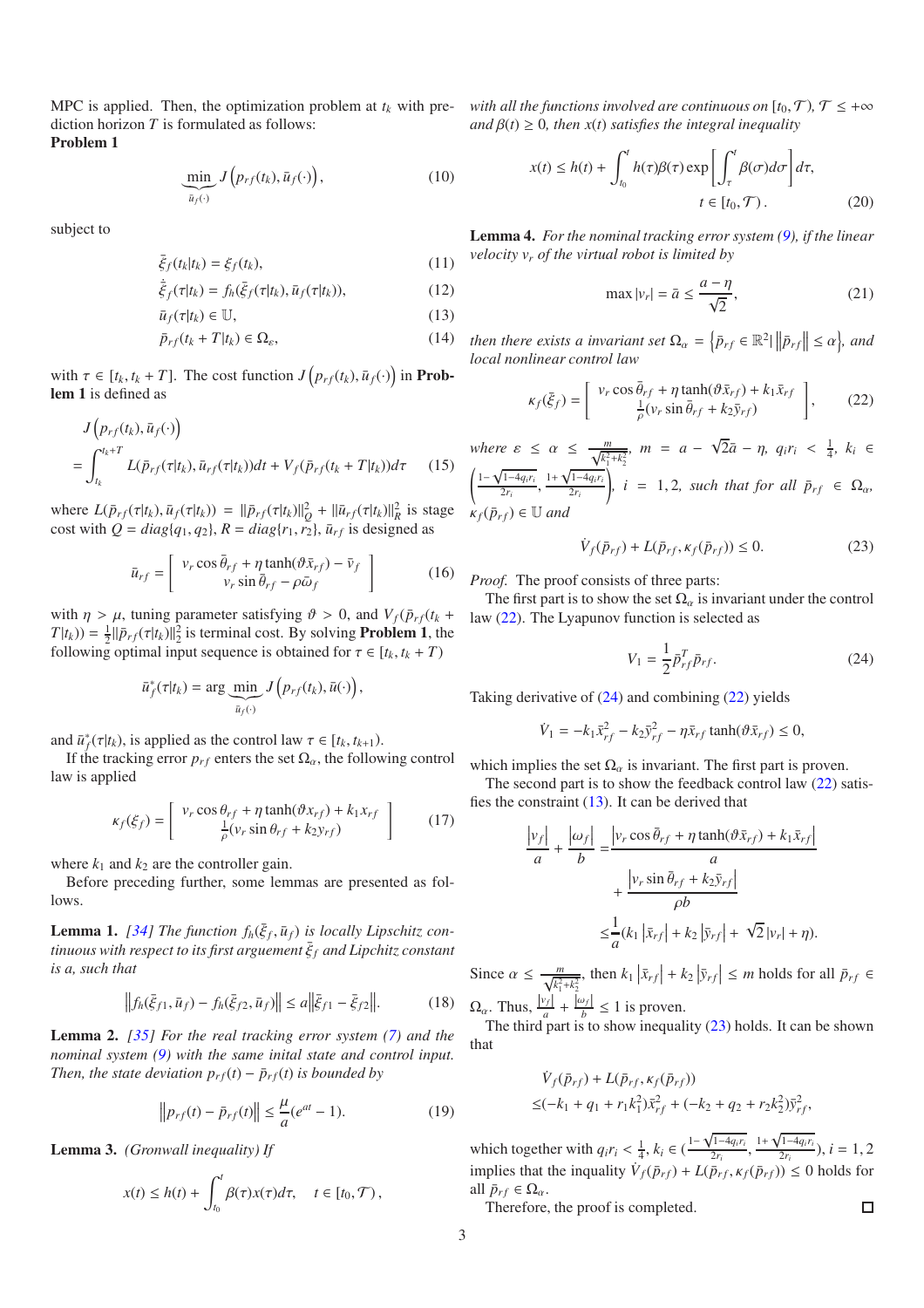MPC is applied. Then, the optimization problem at $t_k$ with prediction horizon $T$ is formulated as follows:

**Problem 1**

$$\underbrace{\min}_{\bar{u}_f(\cdot)} J\left(p_{rf}(t_k), \bar{u}_f(\cdot)\right), \tag{10}$$

subject to

$$\bar{\xi}_f(t_k|t_k) = \xi_f(t_k), \tag{11}$$

$$\dot{\bar{\xi}}_f(\tau|t_k) = f_h(\bar{\xi}_f(\tau|t_k), \bar{u}_f(\tau|t_k)), \tag{12}$$

$$\bar{u}_f(\tau|t_k) \in \mathbb{U}, \tag{13}$$

$$\bar{p}_{rf}(t_k + T|t_k) \in \Omega_\varepsilon, \tag{14}$$

with $\tau \in [t_k, t_k + T]$. The cost function $J\left(p_{rf}(t_k), \bar{u}_f(\cdot)\right)$ in **Problem 1** is defined as

$$\begin{aligned} & J\left(p_{rf}(t_k), \bar{u}_f(\cdot)\right) \\ = & \int_{t_k}^{t_k+T} L(\bar{p}_{rf}(\tau|t_k), \bar{u}_{rf}(\tau|t_k))dt + V_f(\bar{p}_{rf}(t_k + T|t_k))d\tau \end{aligned} \tag{15}$$

where $L(\bar{p}_{rf}(\tau|t_k), \bar{u}_{rf}(\tau|t_k)) = \|\bar{p}_{rf}(\tau|t_k)\|_Q^2 + \|\bar{u}_{rf}(\tau|t_k)\|_R^2$ is stage cost with $Q = diag\{q_1, q_2\}$, $R = diag\{r_1, r_2\}$, $\bar{u}_{rf}$ is designed as

$$\bar{u}_{rf} = \begin{bmatrix} v_r \cos \bar{\theta}_{rf} + \eta \tanh(\vartheta \bar{x}_{rf}) - \bar{v}_f \\ v_r \sin \bar{\theta}_{rf} - \rho \bar{\omega}_f \end{bmatrix} \tag{16}$$

with $\eta > \mu$, tuning parameter satisfying $\vartheta > 0$, and $V_f(\bar{p}_{rf}(t_k + T|t_k)) = \frac{1}{2}\|\bar{p}_{rf}(\tau|t_k)\|_2^2$ is terminal cost. By solving **Problem 1**, the following optimal input sequence is obtained for $\tau \in [t_k, t_k + T)$

$$\bar{u}_f^*(\tau|t_k) = \arg \underbrace{\min}_{\bar{u}_f(\cdot)} J\left(p_{rf}(t_k), \bar{u}(\cdot)\right),$$

and $\bar{u}_f^*(\tau|t_k)$, is applied as the control law $\tau \in [t_k, t_{k+1})$.

If the tracking error $p_{rf}$ enters the set $\Omega_\alpha$, the following control law is applied

$$\kappa_f(\xi_f) = \begin{bmatrix} v_r \cos \theta_{rf} + \eta \tanh(\vartheta x_{rf}) + k_1 x_{rf} \\ \frac{1}{\rho}(v_r \sin \theta_{rf} + k_2 y_{rf}) \end{bmatrix} \tag{17}$$

where $k_1$ and $k_2$ are the controller gain.

Before preceding further, some lemmas are presented as follows.

**Lemma 1.** *[34] The function $f_h(\bar{\xi}_f, \bar{u}_f)$ is locally Lipschitz continuous with respect to its first arguement $\bar{\xi}_f$ and Lipchitz constant is $a$, such that*

$$\left\|f_h(\bar{\xi}_{f1}, \bar{u}_f) - f_h(\bar{\xi}_{f2}, \bar{u}_f)\right\| \leq a\left\|\bar{\xi}_{f1} - \bar{\xi}_{f2}\right\|. \tag{18}$$

**Lemma 2.** *[35] For the real tracking error system (7) and the nominal system (9) with the same inital state and control input. Then, the state deviation $p_{rf}(t) - \bar{p}_{rf}(t)$ is bounded by*

$$\left\|p_{rf}(t) - \bar{p}_{rf}(t)\right\| \leq \frac{\mu}{a}(e^{at} - 1). \tag{19}$$

**Lemma 3.** *(Gronwall inequality) If*

$$x(t) \leq h(t) + \int_{t_0}^{t} \beta(\tau)x(\tau)d\tau, \quad t \in [t_0, \mathcal{T}),$$

*with all the functions involved are continuous on $[t_0, \mathcal{T})$, $\mathcal{T} \leq +\infty$ and $\beta(t) \geq 0$, then $x(t)$ satisfies the integral inequality*

$$x(t) \leq h(t) + \int_{t_0}^{t} h(\tau)\beta(\tau) \exp\left[\int_{\tau}^{t} \beta(\sigma)d\sigma\right]d\tau, \quad t \in [t_0, \mathcal{T}). \tag{20}$$

**Lemma 4.** *For the nominal tracking error system (9), if the linear velocity $v_r$ of the virtual robot is limited by*

$$\max |v_r| = \bar{a} \leq \frac{a - \eta}{\sqrt{2}}, \tag{21}$$

*then there exists a invariant set $\Omega_\alpha = \left\{\bar{p}_{rf} \in \mathbb{R}^2 | \left\|\bar{p}_{rf}\right\| \leq \alpha\right\}$, and local nonlinear control law*

$$\kappa_f(\bar{\xi}_f) = \begin{bmatrix} v_r \cos \bar{\theta}_{rf} + \eta \tanh(\vartheta \bar{x}_{rf}) + k_1 \bar{x}_{rf} \\ \frac{1}{\rho}(v_r \sin \bar{\theta}_{rf} + k_2 \bar{y}_{rf}) \end{bmatrix}, \tag{22}$$

*where $\varepsilon \leq \alpha \leq \frac{m}{\sqrt{k_1^2+k_2^2}}$, $m = a - \sqrt{2}\bar{a} - \eta$, $q_i r_i < \frac{1}{4}$, $k_i \in \left(\frac{1-\sqrt{1-4q_i r_i}}{2r_i}, \frac{1+\sqrt{1-4q_i r_i}}{2r_i}\right)$, $i = 1, 2$, such that for all $\bar{p}_{rf} \in \Omega_\alpha$, $\kappa_f(\bar{p}_{rf}) \in \mathbb{U}$ and*

$$\dot{V}_f(\bar{p}_{rf}) + L(\bar{p}_{rf}, \kappa_f(\bar{p}_{rf})) \leq 0. \tag{23}$$

*Proof.* The proof consists of three parts:

The first part is to show the set $\Omega_\alpha$ is invariant under the control law (22). The Lyapunov function is selected as

$$V_1 = \frac{1}{2}\bar{p}_{rf}^T \bar{p}_{rf}. \tag{24}$$

Taking derivative of (24) and combining (22) yields

$$\dot{V}_1 = -k_1 \bar{x}_{rf}^2 - k_2 \bar{y}_{rf}^2 - \eta \bar{x}_{rf} \tanh(\vartheta \bar{x}_{rf}) \leq 0,$$

which implies the set $\Omega_\alpha$ is invariant. The first part is proven.

The second part is to show the feedback control law (22) satisfies the constraint (13). It can be derived that

$$\begin{aligned} \frac{|v_f|}{a} + \frac{|\omega_f|}{b} = & \frac{\left|v_r \cos \bar{\theta}_{rf} + \eta \tanh(\vartheta \bar{x}_{rf}) + k_1 \bar{x}_{rf}\right|}{a} \\ & + \frac{\left|v_r \sin \bar{\theta}_{rf} + k_2 \bar{y}_{rf}\right|}{\rho b} \\ \leq & \frac{1}{a}(k_1 \left|\bar{x}_{rf}\right| + k_2 \left|\bar{y}_{rf}\right| + \sqrt{2}|v_r| + \eta). \end{aligned}$$

Since $\alpha \leq \frac{m}{\sqrt{k_1^2+k_2^2}}$, then $k_1 \left|\bar{x}_{rf}\right| + k_2 \left|\bar{y}_{rf}\right| \leq m$ holds for all $\bar{p}_{rf} \in \Omega_\alpha$. Thus, $\frac{|v_f|}{a} + \frac{|\omega_f|}{b} \leq 1$ is proven.

The third part is to show inequality (23) holds. It can be shown that

$$\begin{aligned} & \dot{V}_f(\bar{p}_{rf}) + L(\bar{p}_{rf}, \kappa_f(\bar{p}_{rf})) \\ \leq & (-k_1 + q_1 + r_1 k_1^2)\bar{x}_{rf}^2 + (-k_2 + q_2 + r_2 k_2^2)\bar{y}_{rf}^2, \end{aligned}$$

which together with $q_i r_i < \frac{1}{4}$, $k_i \in (\frac{1-\sqrt{1-4q_i r_i}}{2r_i}, \frac{1+\sqrt{1-4q_i r_i}}{2r_i})$, $i = 1, 2$ implies the inquality $\dot{V}_f(\bar{p}_{rf}) + L(\bar{p}_{rf}, \kappa_f(\bar{p}_{rf})) \leq 0$ holds for all $\bar{p}_{rf} \in \Omega_\alpha$.

Therefore, the proof is completed. □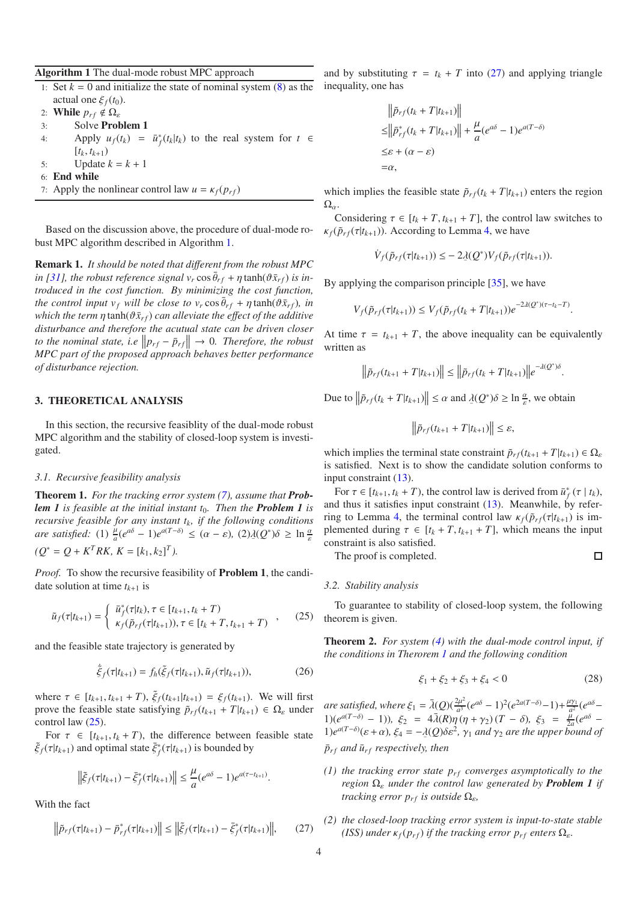**Algorithm 1** The dual-mode robust MPC approach

1: Set $k = 0$ and initialize the state of nominal system (8) as the actual one $\xi_f(t_0)$.
2: **While** $p_{rf} \notin \Omega_\varepsilon$
3: Solve **Problem 1**
4: Apply $u_f(t_k) = \bar{u}_f^*(t_k|t_k)$ to the real system for $t \in [t_k, t_{k+1})$
5: Update $k = k + 1$
6: **End while**
7: Apply the nonlinear control law $u = \kappa_f(p_{rf})$

Based on the discussion above, the procedure of dual-mode robust MPC algorithm described in Algorithm 1.

**Remark 1.** *It should be noted that different from the robust MPC in [31], the robust reference signal $v_r \cos\bar{\theta}_{rf} + \eta\tanh(\vartheta\bar{x}_{rf})$ is introduced in the cost function. By minimizing the cost function, the control input $v_f$ will be close to $v_r \cos\bar{\theta}_{rf} + \eta\tanh(\vartheta\bar{x}_{rf})$, in which the term $\eta\tanh(\vartheta\bar{x}_{rf})$ can alleviate the effect of the additive disturbance and therefore the acutual state can be driven closer to the nominal state, i.e $\left\|p_{rf} - \bar{p}_{rf}\right\| \to 0$. Therefore, the robust MPC part of the proposed approach behaves better performance of disturbance rejection.*

## 3. THEORETICAL ANALYSIS

In this section, the recursive feasiblity of the dual-mode robust MPC algorithm and the stability of closed-loop system is investigated.

### 3.1. Recursive feasibility analysis

**Theorem 1.** *For the tracking error system (7), assume that **Problem 1** is feasible at the initial instant $t_0$. Then the **Problem 1** is recursive feasible for any instant $t_k$, if the following conditions are satisfied: (1) $\frac{\mu}{a}(e^{a\delta} - 1)e^{a(T-\delta)} \leq (\alpha - \varepsilon)$, (2)$\underline{\lambda}(Q^*)\delta \geq \ln\frac{\alpha}{\varepsilon}$ ($Q^* = Q + K^TRK$, $K = [k_1, k_2]^T$).*

*Proof.* To show the recursive feasibility of **Problem 1**, the candidate solution at time $t_{k+1}$ is

$$\tilde{u}_f(\tau|t_{k+1}) = \begin{cases} \bar{u}_f^*(\tau|t_k), \tau \in [t_{k+1}, t_k + T) \\ \kappa_f(\tilde{p}_{rf}(\tau|t_{k+1})), \tau \in [t_k + T, t_{k+1} + T) \end{cases}, \tag{25}$$

and the feasible state trajectory is generated by

$$\dot{\tilde{\xi}}_f(\tau|t_{k+1}) = f_h(\tilde{\xi}_f(\tau|t_{k+1}), \tilde{u}_f(\tau|t_{k+1})), \tag{26}$$

where $\tau \in [t_{k+1}, t_{k+1} + T)$, $\tilde{\xi}_f(t_{k+1}|t_{k+1}) = \xi_f(t_{k+1})$. We will first prove the feasible state satisfying $\tilde{p}_{rf}(t_k + T|t_{k+1}) \in \Omega_\alpha$ under control law (25).

For $\tau \in [t_{k+1}, t_k + T)$, the difference between feasible state $\tilde{\xi}_f(\tau|t_{k+1})$ and optimal state $\bar{\xi}_f^*(\tau|t_{k+1})$ is bounded by

$$\left\|\tilde{\xi}_f(\tau|t_{k+1}) - \bar{\xi}_f^*(\tau|t_{k+1})\right\| \leq \frac{\mu}{a}(e^{a\delta} - 1)e^{a(\tau - t_{k+1})}.$$

With the fact

$$\left\|\tilde{p}_{rf}(\tau|t_{k+1}) - \bar{p}_{rf}^*(\tau|t_{k+1})\right\| \leq \left\|\tilde{\xi}_f(\tau|t_{k+1}) - \bar{\xi}_f^*(\tau|t_{k+1})\right\|, \tag{27}$$

and by substituting $\tau = t_k + T$ into (27) and applying triangle inequality, one has

$$\begin{aligned}
&\left\|\tilde{p}_{rf}(t_k + T|t_{k+1})\right\| \\
\leq &\left\|\bar{p}_{rf}^*(t_k + T|t_{k+1})\right\| + \frac{\mu}{a}(e^{a\delta} - 1)e^{a(T-\delta)} \\
\leq &\varepsilon + (\alpha - \varepsilon) \\
= &\alpha,
\end{aligned}$$

which implies the feasible state $\tilde{p}_{rf}(t_k + T|t_{k+1})$ enters the region $\Omega_\alpha$.

Considering $\tau \in [t_k + T, t_{k+1} + T]$, the control law switches to $\kappa_f(\tilde{p}_{rf}(\tau|t_{k+1}))$. According to Lemma 4, we have

$$\dot{V}_f(\tilde{p}_{rf}(\tau|t_{k+1})) \leq -2\underline{\lambda}(Q^*)V_f(\tilde{p}_{rf}(\tau|t_{k+1})).$$

By applying the comparison principle [35], we have

$$V_f(\tilde{p}_{rf}(\tau|t_{k+1})) \leq V_f(\tilde{p}_{rf}(t_k + T|t_{k+1}))e^{-2\underline{\lambda}(Q^*)(\tau - t_k - T)}.$$

At time $\tau = t_{k+1} + T$, the above inequality can be equivalently written as

$$\left\|\tilde{p}_{rf}(t_{k+1} + T|t_{k+1})\right\| \leq \left\|\tilde{p}_{rf}(t_k + T|t_{k+1})\right\|e^{-\underline{\lambda}(Q^*)\delta}.$$

Due to $\left\|\tilde{p}_{rf}(t_k + T|t_{k+1})\right\| \leq \alpha$ and $\underline{\lambda}(Q^*)\delta \geq \ln\frac{\alpha}{\varepsilon}$, we obtain

$$\left\|\tilde{p}_{rf}(t_{k+1} + T|t_{k+1})\right\| \leq \varepsilon,$$

which implies the terminal state constraint $\tilde{p}_{rf}(t_{k+1} + T|t_{k+1}) \in \Omega_\varepsilon$ is satisfied. Next is to show the candidate solution conforms to input constraint (13).

For $\tau \in [t_{k+1}, t_k + T)$, the control law is derived from $\bar{u}_f^*(\tau \mid t_k)$, and thus it satisfies input constraint (25). Meanwhile, by referring to Lemma 4, the terminal control law $\kappa_f(\tilde{p}_{rf}(\tau|t_{k+1}))$ is implemented during $\tau \in [t_k + T, t_{k+1} + T]$, which means the input constraint is also satisfied.

The proof is completed. ◻

### 3.2. Stability analysis

To guarantee to stability of closed-loop system, the following theorem is given.

**Theorem 2.** *For system (4) with the dual-mode control input, if the conditions in Therorem 1 and the following condition*

$$\xi_1 + \xi_2 + \xi_3 + \xi_4 < 0 \tag{28}$$

*are satisfied, where $\xi_1 = \bar{\lambda}(Q)(\frac{2\mu^2}{a^3}(e^{a\delta} - 1)^2(e^{2a(T-\delta)} - 1) + \frac{\mu\gamma_1}{a^2}(e^{a\delta} - 1)(e^{a(T-\delta)} - 1))$, $\xi_2 = 4\bar{\lambda}(R)\eta(\eta + \gamma_2)(T - \delta)$, $\xi_3 = \frac{\mu}{2a}(e^{a\delta} - 1)e^{a(T-\delta)}(\varepsilon + \alpha)$, $\xi_4 = -\underline{\lambda}(Q)\delta\varepsilon^2$, $\gamma_1$ and $\gamma_2$ are the upper bound of $\bar{p}_{rf}$ and $\bar{u}_{rf}$ respectively, then*

*(1) the tracking error state $p_{rf}$ converges asymptotically to the region $\Omega_\varepsilon$ under the control law generated by **Problem 1** if tracking error $p_{rf}$ is outside $\Omega_\varepsilon$,*

*(2) the closed-loop tracking error system is input-to-state stable (ISS) under $\kappa_f(p_{rf})$ if the tracking error $p_{rf}$ enters $\Omega_\varepsilon$.*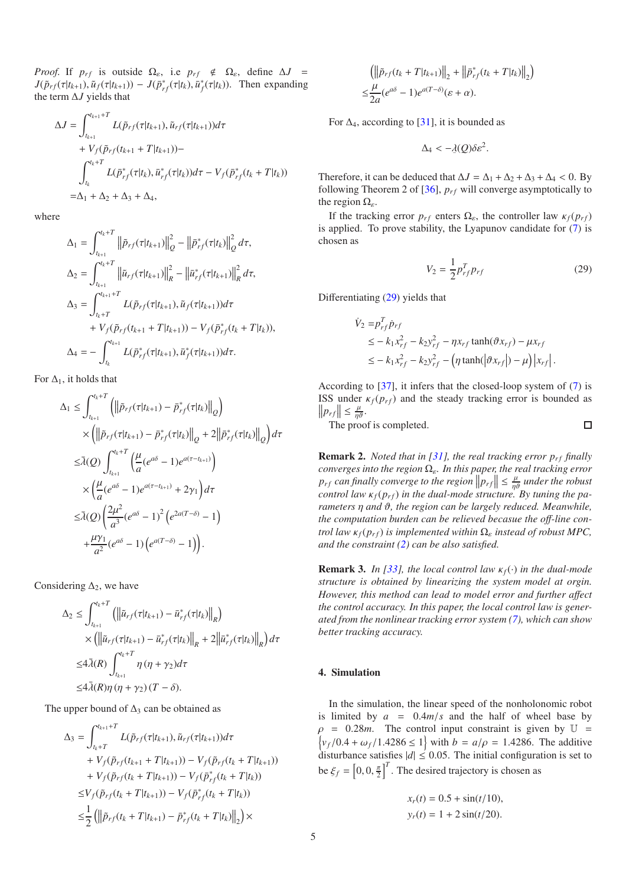*Proof.* If $p_{rf}$ is outside $\Omega_\varepsilon$, i.e $p_{rf} \notin \Omega_\varepsilon$, define $\Delta J = J(\tilde{p}_{rf}(\tau|t_{k+1}), \tilde{u}_f(\tau|t_{k+1})) - J(\bar{p}^*_{rf}(\tau|t_k), \bar{u}^*_f(\tau|t_k))$. Then expanding the term $\Delta J$ yields that

$$
\begin{aligned}
\Delta J =& \int_{t_{k+1}}^{t_{k+1}+T} L(\tilde{p}_{rf}(\tau|t_{k+1}), \tilde{u}_{rf}(\tau|t_{k+1}))d\tau \\
&+ V_f(\tilde{p}_{rf}(t_{k+1}+T|t_{k+1})) - \\
&\int_{t_k}^{t_k+T} L(\bar{p}^*_{rf}(\tau|t_k), \bar{u}^*_{rf}(\tau|t_k))d\tau - V_f(\bar{p}^*_{rf}(t_k+T|t_k)) \\
=& \Delta_1 + \Delta_2 + \Delta_3 + \Delta_4,
\end{aligned}
$$

where

$$
\begin{aligned}
\Delta_1 =& \int_{t_{k+1}}^{t_k+T} \left\|\tilde{p}_{rf}(\tau|t_{k+1})\right\|_Q^2 - \left\|\bar{p}^*_{rf}(\tau|t_k)\right\|_Q^2 d\tau, \\
\Delta_2 =& \int_{t_{k+1}}^{t_k+T} \left\|\tilde{u}_{rf}(\tau|t_{k+1})\right\|_R^2 - \left\|\bar{u}^*_{rf}(\tau|t_{k+1})\right\|_R^2 d\tau, \\
\Delta_3 =& \int_{t_k+T}^{t_{k+1}+T} L(\tilde{p}_{rf}(\tau|t_{k+1}), \tilde{u}_f(\tau|t_{k+1}))d\tau \\
&+ V_f(\tilde{p}_{rf}(t_{k+1}+T|t_{k+1})) - V_f(\bar{p}^*_{rf}(t_k+T|t_k)), \\
\Delta_4 =& -\int_{t_k}^{t_{k+1}} L(\bar{p}^*_{rf}(\tau|t_{k+1}), \bar{u}^*_f(\tau|t_{k+1}))d\tau.
\end{aligned}
$$

For $\Delta_1$, it holds that

$$
\begin{aligned}
\Delta_1 \leq& \int_{t_{k+1}}^{t_k+T} \left(\left\|\tilde{p}_{rf}(\tau|t_{k+1}) - \bar{p}^*_{rf}(\tau|t_k)\right\|_Q\right) \\
&\times \left(\left\|\tilde{p}_{rf}(\tau|t_{k+1}) - \bar{p}^*_{rf}(\tau|t_k)\right\|_Q + 2\left\|\bar{p}^*_{rf}(\tau|t_k)\right\|_Q\right) d\tau \\
\leq& \bar{\lambda}(Q) \int_{t_{k+1}}^{t_k+T} \left(\frac{\mu}{a}(e^{a\delta}-1)e^{a(\tau-t_{k+1})}\right) \\
&\times \left(\frac{\mu}{a}(e^{a\delta}-1)e^{a(\tau-t_{k+1})} + 2\gamma_1\right) d\tau \\
\leq& \bar{\lambda}(Q) \left(\frac{2\mu^2}{a^3}(e^{a\delta}-1)^2\left(e^{2a(T-\delta)}-1\right)\right. \\
&\left.+ \frac{\mu\gamma_1}{a^2}(e^{a\delta}-1)\left(e^{a(T-\delta)}-1\right)\right).
\end{aligned}
$$

Considering $\Delta_2$, we have

$$
\begin{aligned}
\Delta_2 \leq& \int_{t_{k+1}}^{t_k+T} \left(\left\|\tilde{u}_{rf}(\tau|t_{k+1}) - \bar{u}^*_{rf}(\tau|t_k)\right\|_R\right) \\
&\times \left(\left\|\tilde{u}_{rf}(\tau|t_{k+1}) - \bar{u}^*_{rf}(\tau|t_k)\right\|_R + 2\left\|\bar{u}^*_{rf}(\tau|t_k)\right\|_R\right) d\tau \\
\leq& 4\bar{\lambda}(R) \int_{t_{k+1}}^{t_k+T} \eta(\eta+\gamma_2) d\tau \\
\leq& 4\bar{\lambda}(R)\eta(\eta+\gamma_2)(T-\delta).
\end{aligned}
$$

The upper bound of $\Delta_3$ can be obtained as

$$
\begin{aligned}
\Delta_3 =& \int_{t_k+T}^{t_{k+1}+T} L(\tilde{p}_{rf}(\tau|t_{k+1}), \tilde{u}_{rf}(\tau|t_{k+1}))d\tau \\
&+ V_f(\tilde{p}_{rf}(t_{k+1}+T|t_{k+1})) - V_f(\tilde{p}_{rf}(t_k+T|t_{k+1})) \\
&+ V_f(\tilde{p}_{rf}(t_k+T|t_{k+1})) - V_f(\bar{p}^*_{rf}(t_k+T|t_k)) \\
\leq& V_f(\tilde{p}_{rf}(t_k+T|t_{k+1})) - V_f(\bar{p}^*_{rf}(t_k+T|t_k)) \\
\leq& \frac{1}{2}\left(\left\|\tilde{p}_{rf}(t_k+T|t_{k+1}) - \bar{p}^*_{rf}(t_k+T|t_k)\right\|_2\right) \times \\
&\left(\left\|\tilde{p}_{rf}(t_k+T|t_{k+1})\right\|_2 + \left\|\bar{p}^*_{rf}(t_k+T|t_k)\right\|_2\right) \\
\leq& \frac{\mu}{2a}(e^{a\delta}-1)e^{a(T-\delta)}(\varepsilon+\alpha).
\end{aligned}
$$

For $\Delta_4$, according to [31], it is bounded as

$$
\Delta_4 < -\underline{\lambda}(Q)\delta\varepsilon^2.
$$

Therefore, it can be deduced that $\Delta J = \Delta_1 + \Delta_2 + \Delta_3 + \Delta_4 < 0$. By following Theorem 2 of [36], $p_{rf}$ will converge asymptotically to the region $\Omega_\varepsilon$.

If the tracking error $p_{rf}$ enters $\Omega_\varepsilon$, the controller law $\kappa_f(p_{rf})$ is applied. To prove stability, the Lyapunov candidate for (7) is chosen as

$$
V_2 = \frac{1}{2}p_{rf}^T p_{rf} \tag{29}
$$

Differentiating (29) yields that

$$
\begin{aligned}
\dot{V}_2 =& p_{rf}^T \dot{p}_{rf} \\
\leq& -k_1 x_{rf}^2 - k_2 y_{rf}^2 - \eta x_{rf}\tanh(\vartheta x_{rf}) - \mu x_{rf} \\
\leq& -k_1 x_{rf}^2 - k_2 y_{rf}^2 - \left(\eta\tanh(\left|\vartheta x_{rf}\right|) - \mu\right)\left|x_{rf}\right|.
\end{aligned}
$$

According to [37], it infers that the closed-loop system of (7) is ISS under $\kappa_f(p_{rf})$ and the steady tracking error is bounded as $\left\|p_{rf}\right\| \leq \frac{\mu}{\eta\vartheta}$.

The proof is completed. □

**Remark 2.** *Noted that in [31], the real tracking error $p_{rf}$ finally converges into the region $\Omega_\varepsilon$. In this paper, the real tracking error $p_{rf}$ can finally converge to the region $\left\|p_{rf}\right\| \leq \frac{\mu}{\eta\vartheta}$ under the robust control law $\kappa_f(p_{rf})$ in the dual-mode structure. By tuning the parameters $\eta$ and $\vartheta$, the region can be largely reduced. Meanwhile, the computation burden can be relieved becasue the off-line control law $\kappa_f(p_{rf})$ is implemented within $\Omega_\varepsilon$ instead of robust MPC, and the constraint (2) can be also satisfied.*

**Remark 3.** *In [33], the local control law $\kappa_f(\cdot)$ in the dual-mode structure is obtained by linearizing the system model at orgin. However, this method can lead to model error and further affect the control accuracy. In this paper, the local control law is generated from the nonlinear tracking error system (7), which can show better tracking accuracy.*

## 4. Simulation

In the simulation, the linear speed of the nonholonomic robot is limited by $a = 0.4m/s$ and the half of wheel base by $\rho = 0.28m$. The control input constraint is given by $\mathbb{U} = \left\{v_f/0.4 + \omega_f/1.4286 \leq 1\right\}$ with $b = a/\rho = 1.4286$. The additive disturbance satisfies $|d| \leq 0.05$. The initial configuration is set to be $\xi_f = \left[0, 0, \frac{\pi}{2}\right]^T$. The desired trajectory is chosen as

$$
x_r(t) = 0.5 + \sin(t/10),
$$

$$
y_r(t) = 1 + 2\sin(t/20).
$$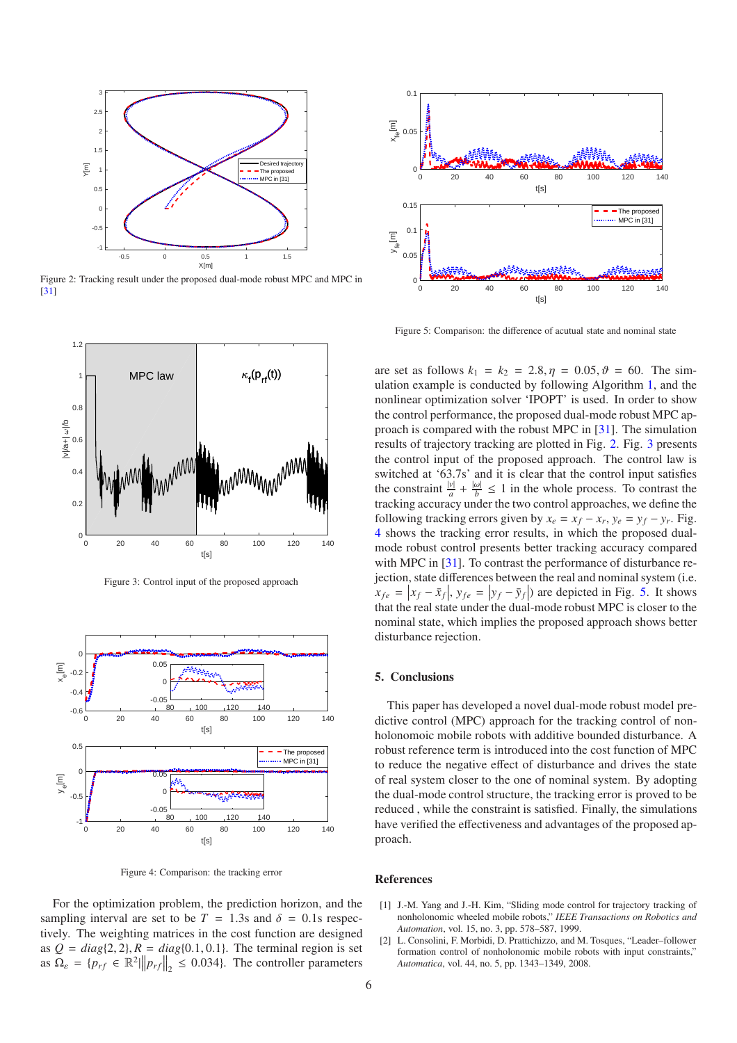Figure 2: Tracking result under the proposed dual-mode robust MPC and MPC in [31]

Figure 3: Control input of the proposed approach

Figure 4: Comparison: the tracking error

For the optimization problem, the prediction horizon, and the sampling interval are set to be $T = 1.3$s and $\delta = 0.1$s respectively. The weighting matrices in the cost function are designed as $Q = diag\{2, 2\}, R = diag\{0.1, 0.1\}$. The terminal region is set as $\Omega_\varepsilon = \{p_{rf} \in \mathbb{R}^2 | \|p_{rf}\|_2 \le 0.034\}$. The controller parameters are set as follows $k_1 = k_2 = 2.8, \eta = 0.05, \vartheta = 60$. The simulation example is conducted by following Algorithm 1, and the nonlinear optimization solver 'IPOPT' is used. In order to show the control performance, the proposed dual-mode robust MPC approach is compared with the robust MPC in [31]. The simulation results of trajectory tracking are plotted in Fig. 2. Fig. 3 presents the control input of the proposed approach. The control law is switched at '63.7s' and it is clear that the control input satisfies the constraint $\frac{|v|}{a} + \frac{|\omega|}{b} \le 1$ in the whole process. To contrast the tracking accuracy under the two control approaches, we define the following tracking errors given by $x_e = x_f - x_r, y_e = y_f - y_r$. Fig. 4 shows the tracking error results, in which the proposed dual-mode robust control presents better tracking accuracy compared with MPC in [31]. To contrast the performance of disturbance rejection, state differences between the real and nominal system (i.e. $x_{fe} = |x_f - \bar{x}_f|, y_{fe} = |y_f - \bar{y}_f|$) are depicted in Fig. 5. It shows that the real state under the dual-mode robust MPC is closer to the nominal state, which implies the proposed approach shows better disturbance rejection.

Figure 5: Comparison: the difference of acutual state and nominal state

## 5. Conclusions

This paper has developed a novel dual-mode robust model predictive control (MPC) approach for the tracking control of nonholonomoic mobile robots with additive bounded disturbance. A robust reference term is introduced into the cost function of MPC to reduce the negative effect of disturbance and drives the state of real system closer to the one of nominal system. By adopting the dual-mode control structure, the tracking error is proved to be reduced , while the constraint is satisfied. Finally, the simulations have verified the effectiveness and advantages of the proposed approach.

## References

[1] J.-M. Yang and J.-H. Kim, "Sliding mode control for trajectory tracking of nonholonomic wheeled mobile robots," *IEEE Transactions on Robotics and Automation*, vol. 15, no. 3, pp. 578–587, 1999.

[2] L. Consolini, F. Morbidi, D. Prattichizzo, and M. Tosques, "Leader–follower formation control of nonholonomic mobile robots with input constraints," *Automatica*, vol. 44, no. 5, pp. 1343–1349, 2008.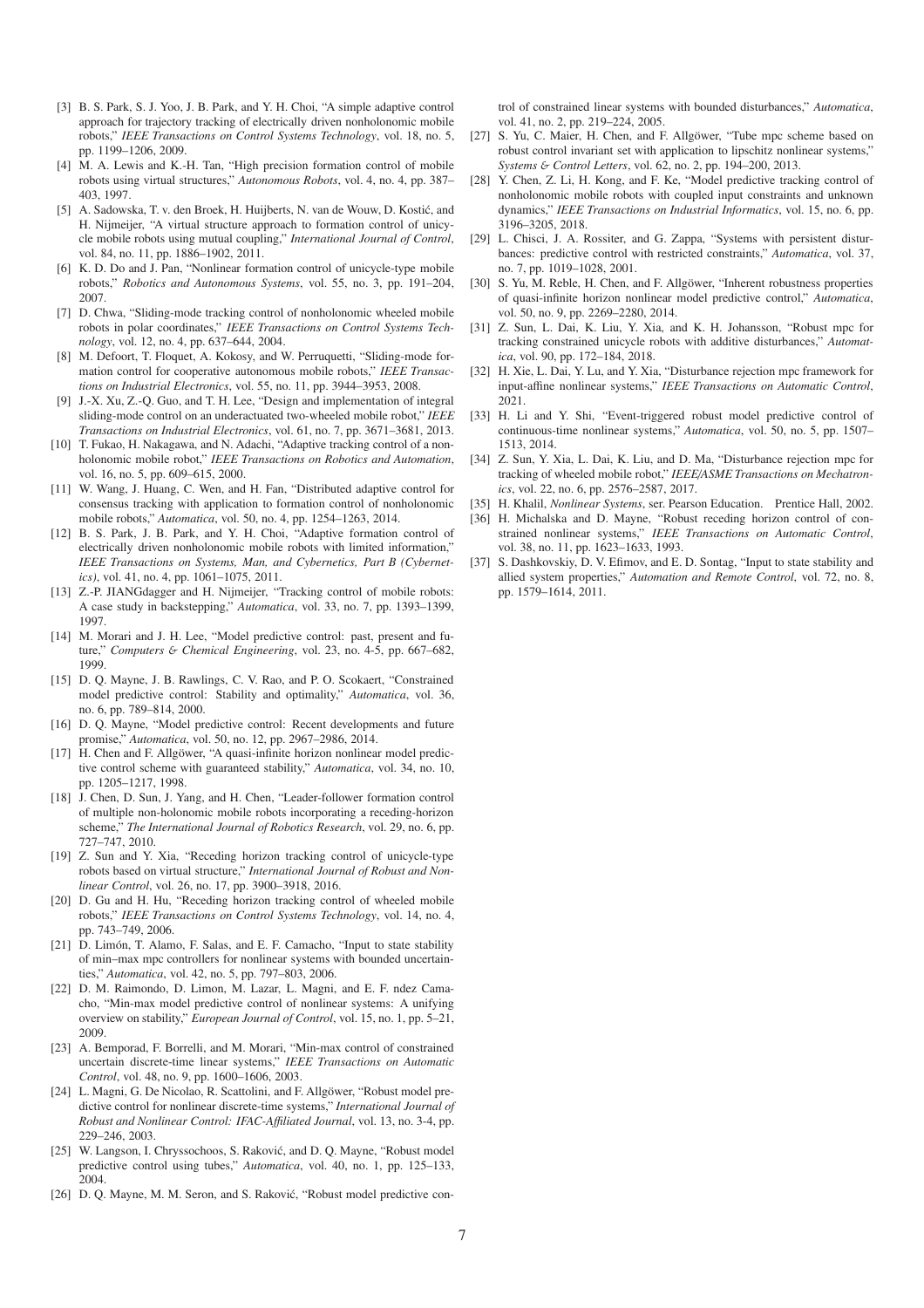[3] B. S. Park, S. J. Yoo, J. B. Park, and Y. H. Choi, "A simple adaptive control approach for trajectory tracking of electrically driven nonholonomic mobile robots," *IEEE Transactions on Control Systems Technology*, vol. 18, no. 5, pp. 1199–1206, 2009.

[4] M. A. Lewis and K.-H. Tan, "High precision formation control of mobile robots using virtual structures," *Autonomous Robots*, vol. 4, no. 4, pp. 387–403, 1997.

[5] A. Sadowska, T. v. den Broek, H. Huijberts, N. van de Wouw, D. Kostić, and H. Nijmeijer, "A virtual structure approach to formation control of unicycle mobile robots using mutual coupling," *International Journal of Control*, vol. 84, no. 11, pp. 1886–1902, 2011.

[6] K. D. Do and J. Pan, "Nonlinear formation control of unicycle-type mobile robots," *Robotics and Autonomous Systems*, vol. 55, no. 3, pp. 191–204, 2007.

[7] D. Chwa, "Sliding-mode tracking control of nonholonomic wheeled mobile robots in polar coordinates," *IEEE Transactions on Control Systems Technology*, vol. 12, no. 4, pp. 637–644, 2004.

[8] M. Defoort, T. Floquet, A. Kokosy, and W. Perruquetti, "Sliding-mode formation control for cooperative autonomous mobile robots," *IEEE Transactions on Industrial Electronics*, vol. 55, no. 11, pp. 3944–3953, 2008.

[9] J.-X. Xu, Z.-Q. Guo, and T. H. Lee, "Design and implementation of integral sliding-mode control on an underactuated two-wheeled mobile robot," *IEEE Transactions on Industrial Electronics*, vol. 61, no. 7, pp. 3671–3681, 2013.

[10] T. Fukao, H. Nakagawa, and N. Adachi, "Adaptive tracking control of a nonholonomic mobile robot," *IEEE Transactions on Robotics and Automation*, vol. 16, no. 5, pp. 609–615, 2000.

[11] W. Wang, J. Huang, C. Wen, and H. Fan, "Distributed adaptive control for consensus tracking with application to formation control of nonholonomic mobile robots," *Automatica*, vol. 50, no. 4, pp. 1254–1263, 2014.

[12] B. S. Park, J. B. Park, and Y. H. Choi, "Adaptive formation control of electrically driven nonholonomic mobile robots with limited information," *IEEE Transactions on Systems, Man, and Cybernetics, Part B (Cybernetics)*, vol. 41, no. 4, pp. 1061–1075, 2011.

[13] Z.-P. JIANGdagger and H. Nijmeijer, "Tracking control of mobile robots: A case study in backstepping," *Automatica*, vol. 33, no. 7, pp. 1393–1399, 1997.

[14] M. Morari and J. H. Lee, "Model predictive control: past, present and future," *Computers & Chemical Engineering*, vol. 23, no. 4-5, pp. 667–682, 1999.

[15] D. Q. Mayne, J. B. Rawlings, C. V. Rao, and P. O. Scokaert, "Constrained model predictive control: Stability and optimality," *Automatica*, vol. 36, no. 6, pp. 789–814, 2000.

[16] D. Q. Mayne, "Model predictive control: Recent developments and future promise," *Automatica*, vol. 50, no. 12, pp. 2967–2986, 2014.

[17] H. Chen and F. Allgöwer, "A quasi-infinite horizon nonlinear model predictive control scheme with guaranteed stability," *Automatica*, vol. 34, no. 10, pp. 1205–1217, 1998.

[18] J. Chen, D. Sun, J. Yang, and H. Chen, "Leader-follower formation control of multiple non-holonomic mobile robots incorporating a receding-horizon scheme," *The International Journal of Robotics Research*, vol. 29, no. 6, pp. 727–747, 2010.

[19] Z. Sun and Y. Xia, "Receding horizon tracking control of unicycle-type robots based on virtual structure," *International Journal of Robust and Nonlinear Control*, vol. 26, no. 17, pp. 3900–3918, 2016.

[20] D. Gu and H. Hu, "Receding horizon tracking control of wheeled mobile robots," *IEEE Transactions on Control Systems Technology*, vol. 14, no. 4, pp. 743–749, 2006.

[21] D. Limón, T. Alamo, F. Salas, and E. F. Camacho, "Input to state stability of min–max mpc controllers for nonlinear systems with bounded uncertainties," *Automatica*, vol. 42, no. 5, pp. 797–803, 2006.

[22] D. M. Raimondo, D. Limon, M. Lazar, L. Magni, and E. F. ndez Camacho, "Min-max model predictive control of nonlinear systems: A unifying overview on stability," *European Journal of Control*, vol. 15, no. 1, pp. 5–21, 2009.

[23] A. Bemporad, F. Borrelli, and M. Morari, "Min-max control of constrained uncertain discrete-time linear systems," *IEEE Transactions on Automatic Control*, vol. 48, no. 9, pp. 1600–1606, 2003.

[24] L. Magni, G. De Nicolao, R. Scattolini, and F. Allgöwer, "Robust model predictive control for nonlinear discrete-time systems," *International Journal of Robust and Nonlinear Control: IFAC-Affiliated Journal*, vol. 13, no. 3-4, pp. 229–246, 2003.

[25] W. Langson, I. Chryssochoos, S. Raković, and D. Q. Mayne, "Robust model predictive control using tubes," *Automatica*, vol. 40, no. 1, pp. 125–133, 2004.

[26] D. Q. Mayne, M. M. Seron, and S. Raković, "Robust model predictive control of constrained linear systems with bounded disturbances," *Automatica*, vol. 41, no. 2, pp. 219–224, 2005.

[27] S. Yu, C. Maier, H. Chen, and F. Allgöwer, "Tube mpc scheme based on robust control invariant set with application to lipschitz nonlinear systems," *Systems & Control Letters*, vol. 62, no. 2, pp. 194–200, 2013.

[28] Y. Chen, Z. Li, H. Kong, and F. Ke, "Model predictive tracking control of nonholonomic mobile robots with coupled input constraints and unknown dynamics," *IEEE Transactions on Industrial Informatics*, vol. 15, no. 6, pp. 3196–3205, 2018.

[29] L. Chisci, J. A. Rossiter, and G. Zappa, "Systems with persistent disturbances: predictive control with restricted constraints," *Automatica*, vol. 37, no. 7, pp. 1019–1028, 2001.

[30] S. Yu, M. Reble, H. Chen, and F. Allgöwer, "Inherent robustness properties of quasi-infinite horizon nonlinear model predictive control," *Automatica*, vol. 50, no. 9, pp. 2269–2280, 2014.

[31] Z. Sun, L. Dai, K. Liu, Y. Xia, and K. H. Johansson, "Robust mpc for tracking constrained unicycle robots with additive disturbances," *Automatica*, vol. 90, pp. 172–184, 2018.

[32] H. Xie, L. Dai, Y. Lu, and Y. Xia, "Disturbance rejection mpc framework for input-affine nonlinear systems," *IEEE Transactions on Automatic Control*, 2021.

[33] H. Li and Y. Shi, "Event-triggered robust model predictive control of continuous-time nonlinear systems," *Automatica*, vol. 50, no. 5, pp. 1507–1513, 2014.

[34] Z. Sun, Y. Xia, L. Dai, K. Liu, and D. Ma, "Disturbance rejection mpc for tracking of wheeled mobile robot," *IEEE/ASME Transactions on Mechatronics*, vol. 22, no. 6, pp. 2576–2587, 2017.

[35] H. Khalil, *Nonlinear Systems*, ser. Pearson Education. Prentice Hall, 2002.

[36] H. Michalska and D. Mayne, "Robust receding horizon control of constrained nonlinear systems," *IEEE Transactions on Automatic Control*, vol. 38, no. 11, pp. 1623–1633, 1993.

[37] S. Dashkovskiy, D. V. Efimov, and E. D. Sontag, "Input to state stability and allied system properties," *Automation and Remote Control*, vol. 72, no. 8, pp. 1579–1614, 2011.